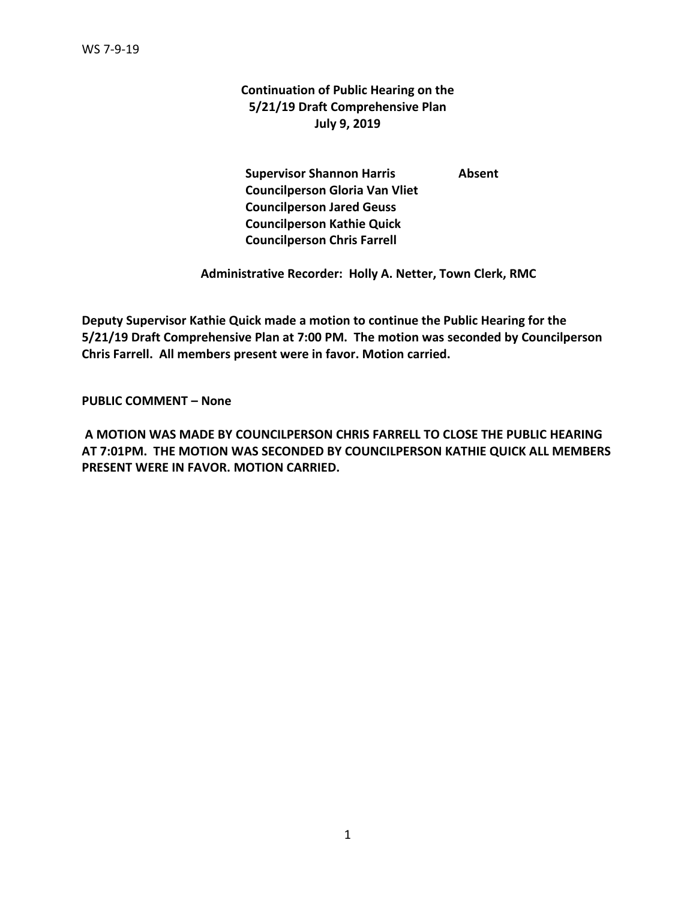WS 7-9-19

**Continuation of Public Hearing on the 5/21/19 Draft Comprehensive Plan**
**July 9, 2019**

**Supervisor Shannon Harris** **Absent**
**Councilperson Gloria Van Vliet**
**Councilperson Jared Geuss**
**Councilperson Kathie Quick**
**Councilperson Chris Farrell**

**Administrative Recorder: Holly A. Netter, Town Clerk, RMC**

**Deputy Supervisor Kathie Quick made a motion to continue the Public Hearing for the 5/21/19 Draft Comprehensive Plan at 7:00 PM. The motion was seconded by Councilperson Chris Farrell. All members present were in favor. Motion carried.**

**PUBLIC COMMENT – None**

**A MOTION WAS MADE BY COUNCILPERSON CHRIS FARRELL TO CLOSE THE PUBLIC HEARING AT 7:01PM. THE MOTION WAS SECONDED BY COUNCILPERSON KATHIE QUICK ALL MEMBERS PRESENT WERE IN FAVOR. MOTION CARRIED.**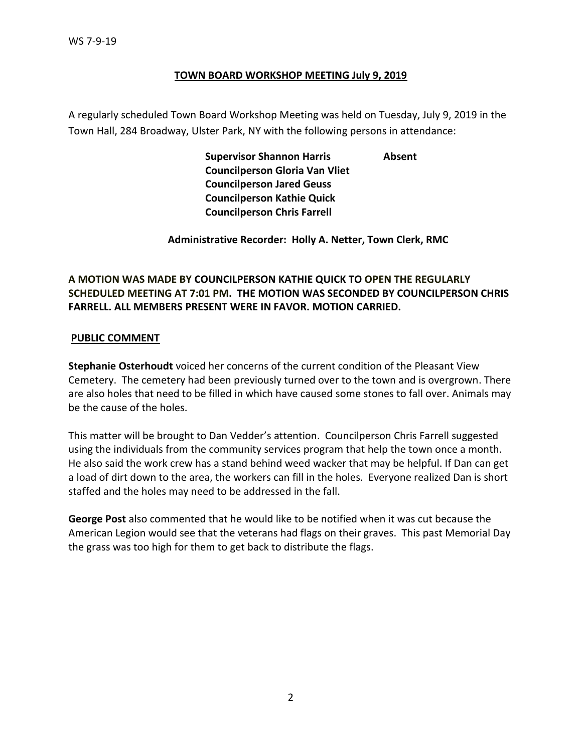## TOWN BOARD WORKSHOP MEETING July 9, 2019

A regularly scheduled Town Board Workshop Meeting was held on Tuesday, July 9, 2019 in the Town Hall, 284 Broadway, Ulster Park, NY with the following persons in attendance:

**Supervisor Shannon Harris** **Absent**
**Councilperson Gloria Van Vliet**
**Councilperson Jared Geuss**
**Councilperson Kathie Quick**
**Councilperson Chris Farrell**

**Administrative Recorder: Holly A. Netter, Town Clerk, RMC**

**A MOTION WAS MADE BY COUNCILPERSON KATHIE QUICK TO OPEN THE REGULARLY SCHEDULED MEETING AT 7:01 PM. THE MOTION WAS SECONDED BY COUNCILPERSON CHRIS FARRELL. ALL MEMBERS PRESENT WERE IN FAVOR. MOTION CARRIED.**

### PUBLIC COMMENT

**Stephanie Osterhoudt** voiced her concerns of the current condition of the Pleasant View Cemetery. The cemetery had been previously turned over to the town and is overgrown. There are also holes that need to be filled in which have caused some stones to fall over. Animals may be the cause of the holes.

This matter will be brought to Dan Vedder's attention. Councilperson Chris Farrell suggested using the individuals from the community services program that help the town once a month. He also said the work crew has a stand behind weed wacker that may be helpful. If Dan can get a load of dirt down to the area, the workers can fill in the holes. Everyone realized Dan is short staffed and the holes may need to be addressed in the fall.

**George Post** also commented that he would like to be notified when it was cut because the American Legion would see that the veterans had flags on their graves. This past Memorial Day the grass was too high for them to get back to distribute the flags.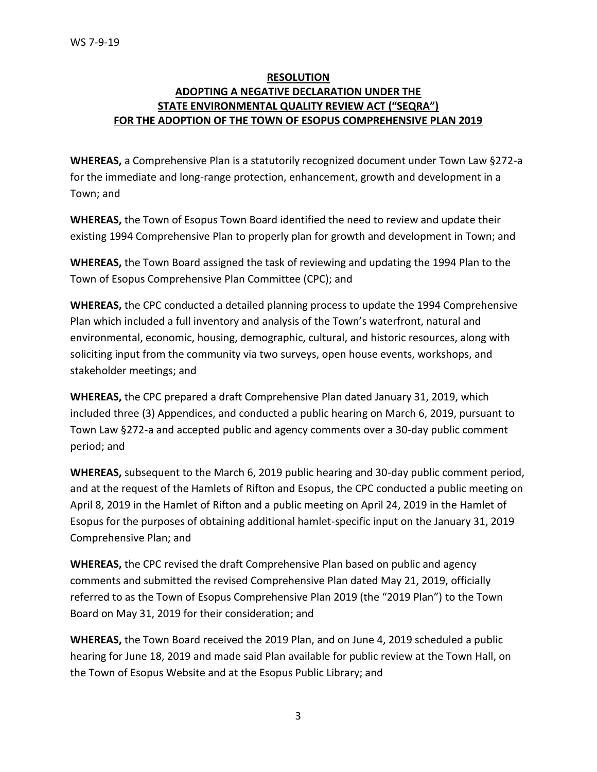WS 7-9-19

**RESOLUTION**
**ADOPTING A NEGATIVE DECLARATION UNDER THE STATE ENVIRONMENTAL QUALITY REVIEW ACT ("SEQRA") FOR THE ADOPTION OF THE TOWN OF ESOPUS COMPREHENSIVE PLAN 2019**

**WHEREAS,** a Comprehensive Plan is a statutorily recognized document under Town Law §272-a for the immediate and long-range protection, enhancement, growth and development in a Town; and

**WHEREAS,** the Town of Esopus Town Board identified the need to review and update their existing 1994 Comprehensive Plan to properly plan for growth and development in Town; and

**WHEREAS,** the Town Board assigned the task of reviewing and updating the 1994 Plan to the Town of Esopus Comprehensive Plan Committee (CPC); and

**WHEREAS,** the CPC conducted a detailed planning process to update the 1994 Comprehensive Plan which included a full inventory and analysis of the Town's waterfront, natural and environmental, economic, housing, demographic, cultural, and historic resources, along with soliciting input from the community via two surveys, open house events, workshops, and stakeholder meetings; and

**WHEREAS,** the CPC prepared a draft Comprehensive Plan dated January 31, 2019, which included three (3) Appendices, and conducted a public hearing on March 6, 2019, pursuant to Town Law §272-a and accepted public and agency comments over a 30-day public comment period; and

**WHEREAS,** subsequent to the March 6, 2019 public hearing and 30-day public comment period, and at the request of the Hamlets of Rifton and Esopus, the CPC conducted a public meeting on April 8, 2019 in the Hamlet of Rifton and a public meeting on April 24, 2019 in the Hamlet of Esopus for the purposes of obtaining additional hamlet-specific input on the January 31, 2019 Comprehensive Plan; and

**WHEREAS,** the CPC revised the draft Comprehensive Plan based on public and agency comments and submitted the revised Comprehensive Plan dated May 21, 2019, officially referred to as the Town of Esopus Comprehensive Plan 2019 (the "2019 Plan") to the Town Board on May 31, 2019 for their consideration; and

**WHEREAS,** the Town Board received the 2019 Plan, and on June 4, 2019 scheduled a public hearing for June 18, 2019 and made said Plan available for public review at the Town Hall, on the Town of Esopus Website and at the Esopus Public Library; and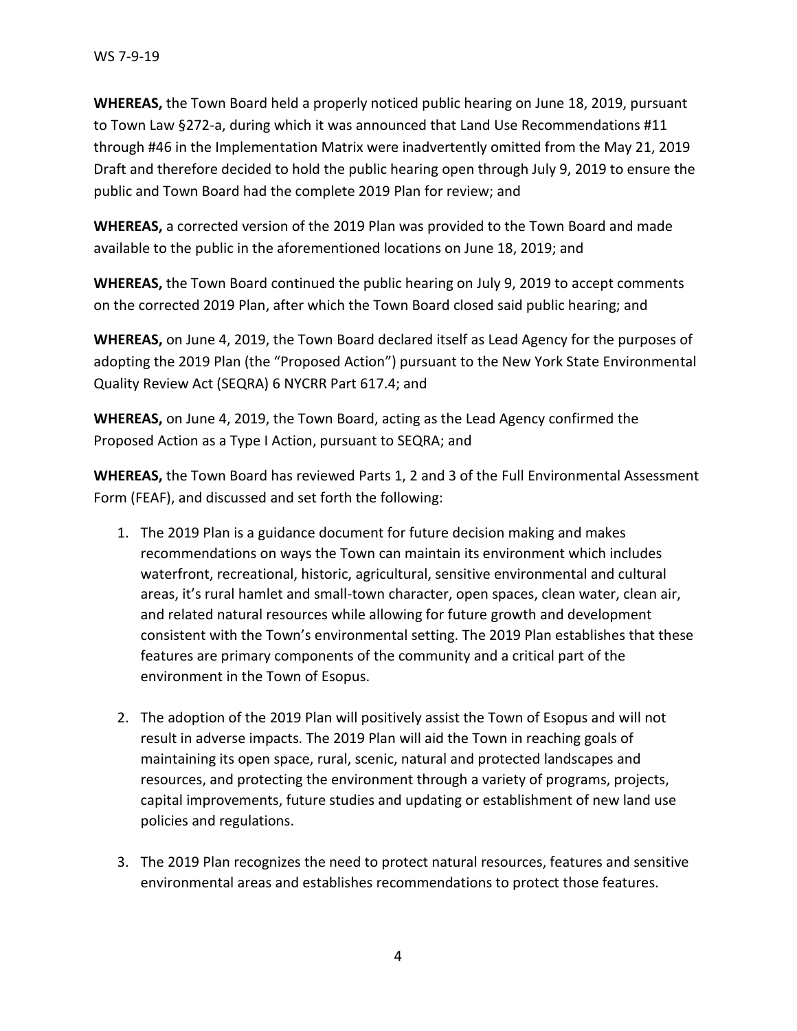**WHEREAS,** the Town Board held a properly noticed public hearing on June 18, 2019, pursuant to Town Law §272-a, during which it was announced that Land Use Recommendations #11 through #46 in the Implementation Matrix were inadvertently omitted from the May 21, 2019 Draft and therefore decided to hold the public hearing open through July 9, 2019 to ensure the public and Town Board had the complete 2019 Plan for review; and

**WHEREAS,** a corrected version of the 2019 Plan was provided to the Town Board and made available to the public in the aforementioned locations on June 18, 2019; and

**WHEREAS,** the Town Board continued the public hearing on July 9, 2019 to accept comments on the corrected 2019 Plan, after which the Town Board closed said public hearing; and

**WHEREAS,** on June 4, 2019, the Town Board declared itself as Lead Agency for the purposes of adopting the 2019 Plan (the "Proposed Action") pursuant to the New York State Environmental Quality Review Act (SEQRA) 6 NYCRR Part 617.4; and

**WHEREAS,** on June 4, 2019, the Town Board, acting as the Lead Agency confirmed the Proposed Action as a Type I Action, pursuant to SEQRA; and

**WHEREAS,** the Town Board has reviewed Parts 1, 2 and 3 of the Full Environmental Assessment Form (FEAF), and discussed and set forth the following:

1. The 2019 Plan is a guidance document for future decision making and makes recommendations on ways the Town can maintain its environment which includes waterfront, recreational, historic, agricultural, sensitive environmental and cultural areas, it's rural hamlet and small-town character, open spaces, clean water, clean air, and related natural resources while allowing for future growth and development consistent with the Town's environmental setting. The 2019 Plan establishes that these features are primary components of the community and a critical part of the environment in the Town of Esopus.

2. The adoption of the 2019 Plan will positively assist the Town of Esopus and will not result in adverse impacts. The 2019 Plan will aid the Town in reaching goals of maintaining its open space, rural, scenic, natural and protected landscapes and resources, and protecting the environment through a variety of programs, projects, capital improvements, future studies and updating or establishment of new land use policies and regulations.

3. The 2019 Plan recognizes the need to protect natural resources, features and sensitive environmental areas and establishes recommendations to protect those features.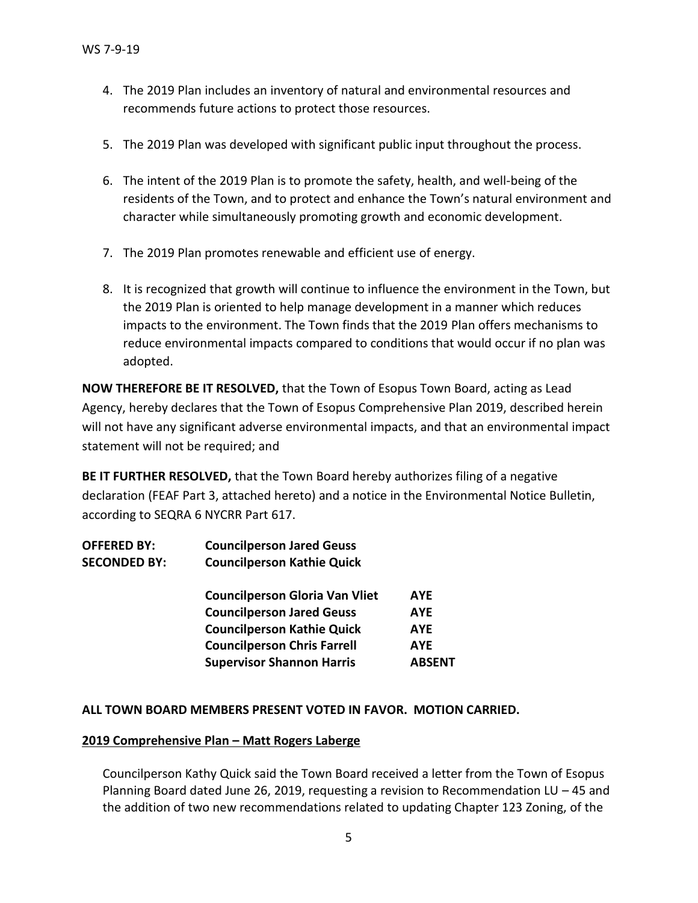4. The 2019 Plan includes an inventory of natural and environmental resources and recommends future actions to protect those resources.

5. The 2019 Plan was developed with significant public input throughout the process.

6. The intent of the 2019 Plan is to promote the safety, health, and well-being of the residents of the Town, and to protect and enhance the Town's natural environment and character while simultaneously promoting growth and economic development.

7. The 2019 Plan promotes renewable and efficient use of energy.

8. It is recognized that growth will continue to influence the environment in the Town, but the 2019 Plan is oriented to help manage development in a manner which reduces impacts to the environment. The Town finds that the 2019 Plan offers mechanisms to reduce environmental impacts compared to conditions that would occur if no plan was adopted.

**NOW THEREFORE BE IT RESOLVED,** that the Town of Esopus Town Board, acting as Lead Agency, hereby declares that the Town of Esopus Comprehensive Plan 2019, described herein will not have any significant adverse environmental impacts, and that an environmental impact statement will not be required; and

**BE IT FURTHER RESOLVED,** that the Town Board hereby authorizes filing of a negative declaration (FEAF Part 3, attached hereto) and a notice in the Environmental Notice Bulletin, according to SEQRA 6 NYCRR Part 617.

**OFFERED BY:** **Councilperson Jared Geuss**
**SECONDED BY:** **Councilperson Kathie Quick**

| | |
|---|---|
| **Councilperson Gloria Van Vliet** | **AYE** |
| **Councilperson Jared Geuss** | **AYE** |
| **Councilperson Kathie Quick** | **AYE** |
| **Councilperson Chris Farrell** | **AYE** |
| **Supervisor Shannon Harris** | **ABSENT** |

**ALL TOWN BOARD MEMBERS PRESENT VOTED IN FAVOR. MOTION CARRIED.**

**2019 Comprehensive Plan – Matt Rogers Laberge**

Councilperson Kathy Quick said the Town Board received a letter from the Town of Esopus Planning Board dated June 26, 2019, requesting a revision to Recommendation LU – 45 and the addition of two new recommendations related to updating Chapter 123 Zoning, of the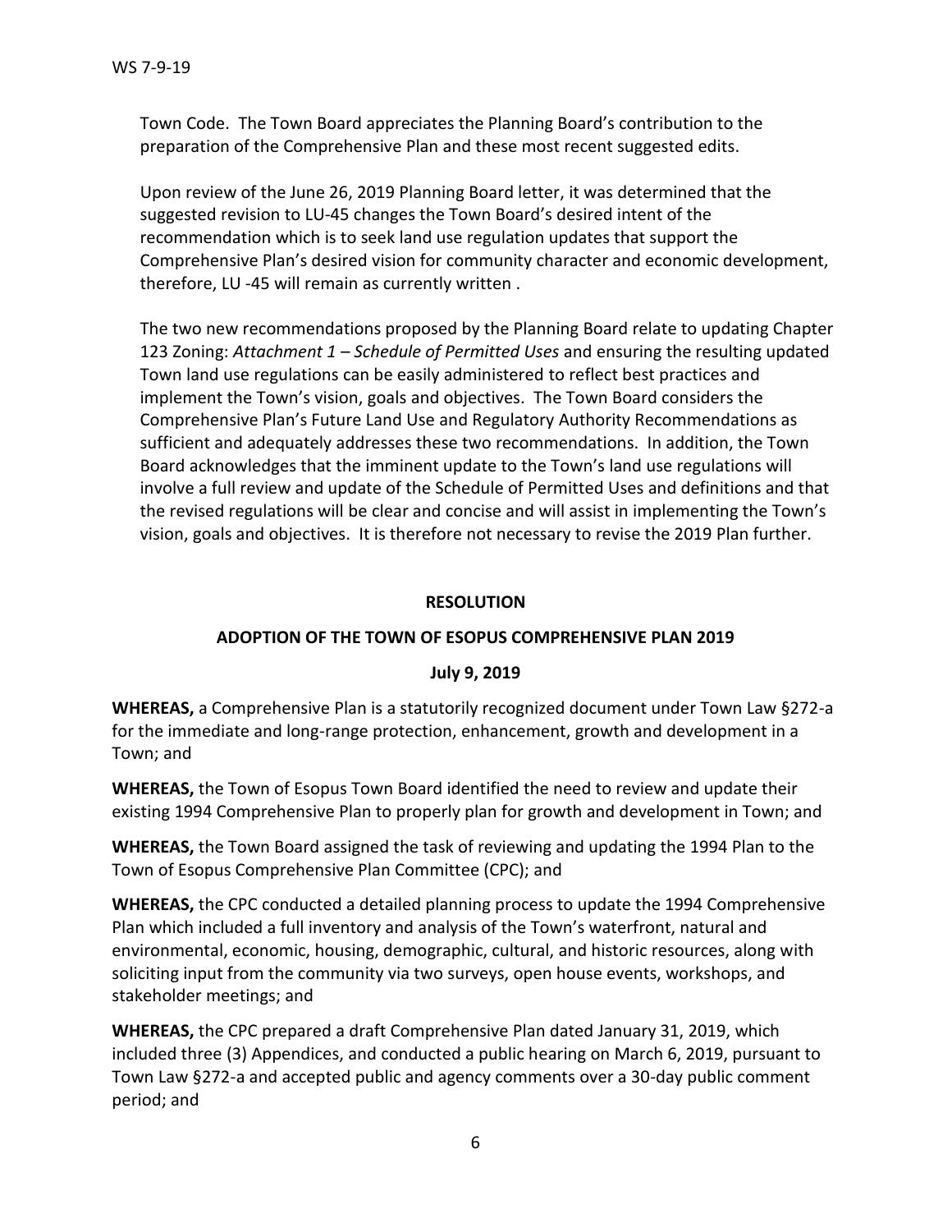Town Code. The Town Board appreciates the Planning Board's contribution to the preparation of the Comprehensive Plan and these most recent suggested edits.

Upon review of the June 26, 2019 Planning Board letter, it was determined that the suggested revision to LU-45 changes the Town Board's desired intent of the recommendation which is to seek land use regulation updates that support the Comprehensive Plan's desired vision for community character and economic development, therefore, LU -45 will remain as currently written .

The two new recommendations proposed by the Planning Board relate to updating Chapter 123 Zoning: *Attachment 1 – Schedule of Permitted Uses* and ensuring the resulting updated Town land use regulations can be easily administered to reflect best practices and implement the Town's vision, goals and objectives. The Town Board considers the Comprehensive Plan's Future Land Use and Regulatory Authority Recommendations as sufficient and adequately addresses these two recommendations. In addition, the Town Board acknowledges that the imminent update to the Town's land use regulations will involve a full review and update of the Schedule of Permitted Uses and definitions and that the revised regulations will be clear and concise and will assist in implementing the Town's vision, goals and objectives. It is therefore not necessary to revise the 2019 Plan further.

**RESOLUTION**

**ADOPTION OF THE TOWN OF ESOPUS COMPREHENSIVE PLAN 2019**

**July 9, 2019**

**WHEREAS,** a Comprehensive Plan is a statutorily recognized document under Town Law §272-a for the immediate and long-range protection, enhancement, growth and development in a Town; and

**WHEREAS,** the Town of Esopus Town Board identified the need to review and update their existing 1994 Comprehensive Plan to properly plan for growth and development in Town; and

**WHEREAS,** the Town Board assigned the task of reviewing and updating the 1994 Plan to the Town of Esopus Comprehensive Plan Committee (CPC); and

**WHEREAS,** the CPC conducted a detailed planning process to update the 1994 Comprehensive Plan which included a full inventory and analysis of the Town's waterfront, natural and environmental, economic, housing, demographic, cultural, and historic resources, along with soliciting input from the community via two surveys, open house events, workshops, and stakeholder meetings; and

**WHEREAS,** the CPC prepared a draft Comprehensive Plan dated January 31, 2019, which included three (3) Appendices, and conducted a public hearing on March 6, 2019, pursuant to Town Law §272-a and accepted public and agency comments over a 30-day public comment period; and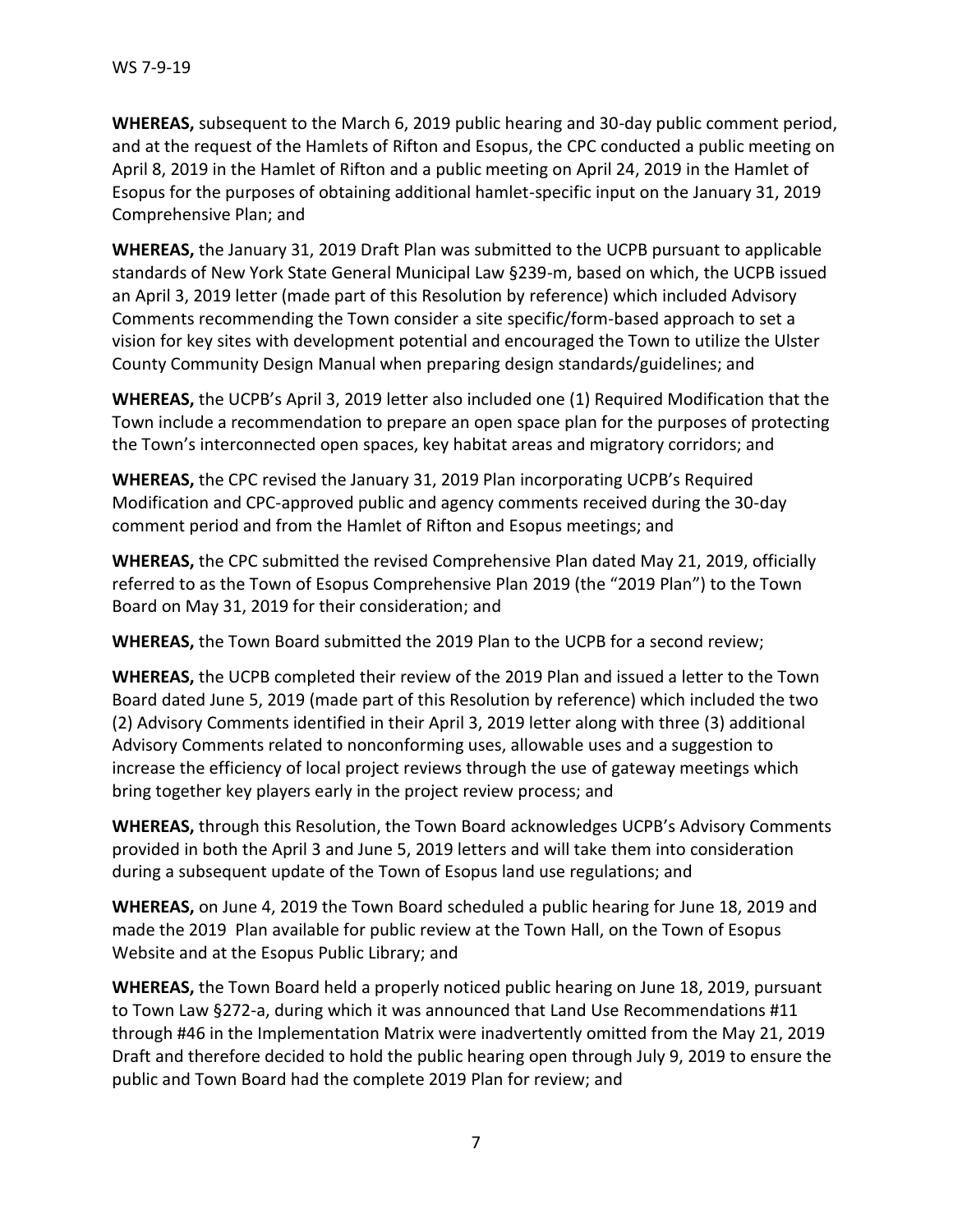**WHEREAS,** subsequent to the March 6, 2019 public hearing and 30-day public comment period, and at the request of the Hamlets of Rifton and Esopus, the CPC conducted a public meeting on April 8, 2019 in the Hamlet of Rifton and a public meeting on April 24, 2019 in the Hamlet of Esopus for the purposes of obtaining additional hamlet-specific input on the January 31, 2019 Comprehensive Plan; and

**WHEREAS,** the January 31, 2019 Draft Plan was submitted to the UCPB pursuant to applicable standards of New York State General Municipal Law §239-m, based on which, the UCPB issued an April 3, 2019 letter (made part of this Resolution by reference) which included Advisory Comments recommending the Town consider a site specific/form-based approach to set a vision for key sites with development potential and encouraged the Town to utilize the Ulster County Community Design Manual when preparing design standards/guidelines; and

**WHEREAS,** the UCPB's April 3, 2019 letter also included one (1) Required Modification that the Town include a recommendation to prepare an open space plan for the purposes of protecting the Town's interconnected open spaces, key habitat areas and migratory corridors; and

**WHEREAS,** the CPC revised the January 31, 2019 Plan incorporating UCPB's Required Modification and CPC-approved public and agency comments received during the 30-day comment period and from the Hamlet of Rifton and Esopus meetings; and

**WHEREAS,** the CPC submitted the revised Comprehensive Plan dated May 21, 2019, officially referred to as the Town of Esopus Comprehensive Plan 2019 (the "2019 Plan") to the Town Board on May 31, 2019 for their consideration; and

**WHEREAS,** the Town Board submitted the 2019 Plan to the UCPB for a second review;

**WHEREAS,** the UCPB completed their review of the 2019 Plan and issued a letter to the Town Board dated June 5, 2019 (made part of this Resolution by reference) which included the two (2) Advisory Comments identified in their April 3, 2019 letter along with three (3) additional Advisory Comments related to nonconforming uses, allowable uses and a suggestion to increase the efficiency of local project reviews through the use of gateway meetings which bring together key players early in the project review process; and

**WHEREAS,** through this Resolution, the Town Board acknowledges UCPB's Advisory Comments provided in both the April 3 and June 5, 2019 letters and will take them into consideration during a subsequent update of the Town of Esopus land use regulations; and

**WHEREAS,** on June 4, 2019 the Town Board scheduled a public hearing for June 18, 2019 and made the 2019 Plan available for public review at the Town Hall, on the Town of Esopus Website and at the Esopus Public Library; and

**WHEREAS,** the Town Board held a properly noticed public hearing on June 18, 2019, pursuant to Town Law §272-a, during which it was announced that Land Use Recommendations #11 through #46 in the Implementation Matrix were inadvertently omitted from the May 21, 2019 Draft and therefore decided to hold the public hearing open through July 9, 2019 to ensure the public and Town Board had the complete 2019 Plan for review; and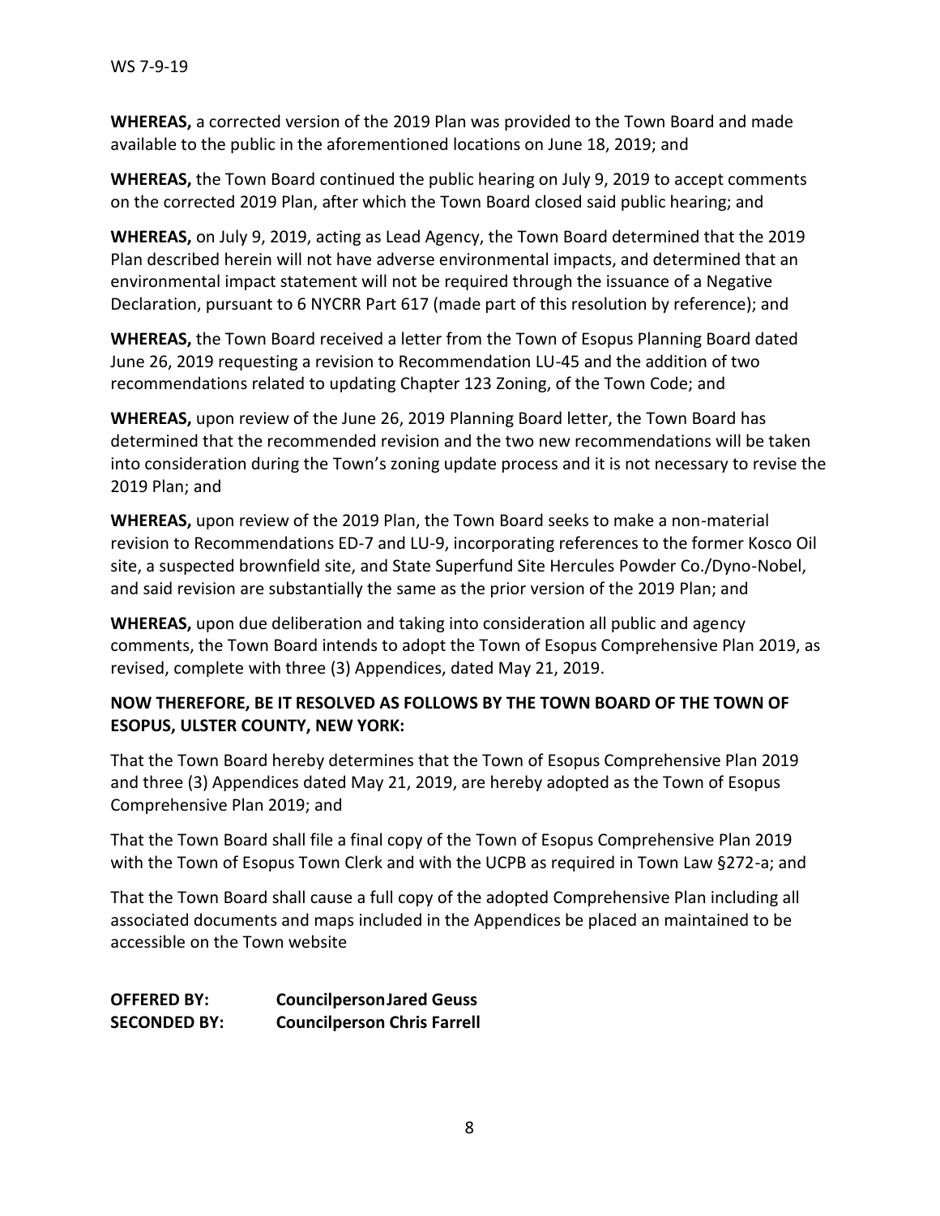**WHEREAS,** a corrected version of the 2019 Plan was provided to the Town Board and made available to the public in the aforementioned locations on June 18, 2019; and

**WHEREAS,** the Town Board continued the public hearing on July 9, 2019 to accept comments on the corrected 2019 Plan, after which the Town Board closed said public hearing; and

**WHEREAS,** on July 9, 2019, acting as Lead Agency, the Town Board determined that the 2019 Plan described herein will not have adverse environmental impacts, and determined that an environmental impact statement will not be required through the issuance of a Negative Declaration, pursuant to 6 NYCRR Part 617 (made part of this resolution by reference); and

**WHEREAS,** the Town Board received a letter from the Town of Esopus Planning Board dated June 26, 2019 requesting a revision to Recommendation LU-45 and the addition of two recommendations related to updating Chapter 123 Zoning, of the Town Code; and

**WHEREAS,** upon review of the June 26, 2019 Planning Board letter, the Town Board has determined that the recommended revision and the two new recommendations will be taken into consideration during the Town's zoning update process and it is not necessary to revise the 2019 Plan; and

**WHEREAS,** upon review of the 2019 Plan, the Town Board seeks to make a non-material revision to Recommendations ED-7 and LU-9, incorporating references to the former Kosco Oil site, a suspected brownfield site, and State Superfund Site Hercules Powder Co./Dyno-Nobel, and said revision are substantially the same as the prior version of the 2019 Plan; and

**WHEREAS,** upon due deliberation and taking into consideration all public and agency comments, the Town Board intends to adopt the Town of Esopus Comprehensive Plan 2019, as revised, complete with three (3) Appendices, dated May 21, 2019.

**NOW THEREFORE, BE IT RESOLVED AS FOLLOWS BY THE TOWN BOARD OF THE TOWN OF ESOPUS, ULSTER COUNTY, NEW YORK:**

That the Town Board hereby determines that the Town of Esopus Comprehensive Plan 2019 and three (3) Appendices dated May 21, 2019, are hereby adopted as the Town of Esopus Comprehensive Plan 2019; and

That the Town Board shall file a final copy of the Town of Esopus Comprehensive Plan 2019 with the Town of Esopus Town Clerk and with the UCPB as required in Town Law §272-a; and

That the Town Board shall cause a full copy of the adopted Comprehensive Plan including all associated documents and maps included in the Appendices be placed an maintained to be accessible on the Town website

**OFFERED BY:** **CouncilpersonJared Geuss**
**SECONDED BY:** **Councilperson Chris Farrell**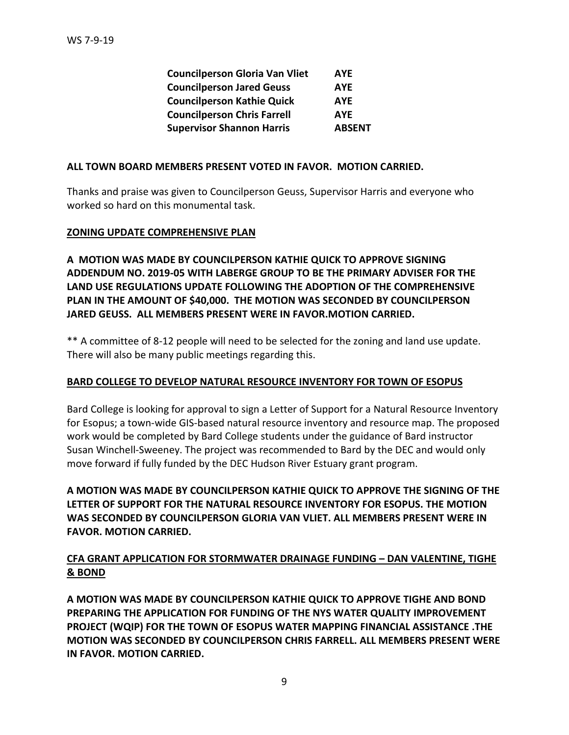| | |
|---|---|
| **Councilperson Gloria Van Vliet** | **AYE** |
| **Councilperson Jared Geuss** | **AYE** |
| **Councilperson Kathie Quick** | **AYE** |
| **Councilperson Chris Farrell** | **AYE** |
| **Supervisor Shannon Harris** | **ABSENT** |

**ALL TOWN BOARD MEMBERS PRESENT VOTED IN FAVOR. MOTION CARRIED.**

Thanks and praise was given to Councilperson Geuss, Supervisor Harris and everyone who worked so hard on this monumental task.

**ZONING UPDATE COMPREHENSIVE PLAN**

**A MOTION WAS MADE BY COUNCILPERSON KATHIE QUICK TO APPROVE SIGNING ADDENDUM NO. 2019-05 WITH LABERGE GROUP TO BE THE PRIMARY ADVISER FOR THE LAND USE REGULATIONS UPDATE FOLLOWING THE ADOPTION OF THE COMPREHENSIVE PLAN IN THE AMOUNT OF $40,000. THE MOTION WAS SECONDED BY COUNCILPERSON JARED GEUSS. ALL MEMBERS PRESENT WERE IN FAVOR.MOTION CARRIED.**

** A committee of 8-12 people will need to be selected for the zoning and land use update. There will also be many public meetings regarding this.

**BARD COLLEGE TO DEVELOP NATURAL RESOURCE INVENTORY FOR TOWN OF ESOPUS**

Bard College is looking for approval to sign a Letter of Support for a Natural Resource Inventory for Esopus; a town-wide GIS-based natural resource inventory and resource map. The proposed work would be completed by Bard College students under the guidance of Bard instructor Susan Winchell-Sweeney. The project was recommended to Bard by the DEC and would only move forward if fully funded by the DEC Hudson River Estuary grant program.

**A MOTION WAS MADE BY COUNCILPERSON KATHIE QUICK TO APPROVE THE SIGNING OF THE LETTER OF SUPPORT FOR THE NATURAL RESOURCE INVENTORY FOR ESOPUS. THE MOTION WAS SECONDED BY COUNCILPERSON GLORIA VAN VLIET. ALL MEMBERS PRESENT WERE IN FAVOR. MOTION CARRIED.**

**CFA GRANT APPLICATION FOR STORMWATER DRAINAGE FUNDING – DAN VALENTINE, TIGHE & BOND**

**A MOTION WAS MADE BY COUNCILPERSON KATHIE QUICK TO APPROVE TIGHE AND BOND PREPARING THE APPLICATION FOR FUNDING OF THE NYS WATER QUALITY IMPROVEMENT PROJECT (WQIP) FOR THE TOWN OF ESOPUS WATER MAPPING FINANCIAL ASSISTANCE .THE MOTION WAS SECONDED BY COUNCILPERSON CHRIS FARRELL. ALL MEMBERS PRESENT WERE IN FAVOR. MOTION CARRIED.**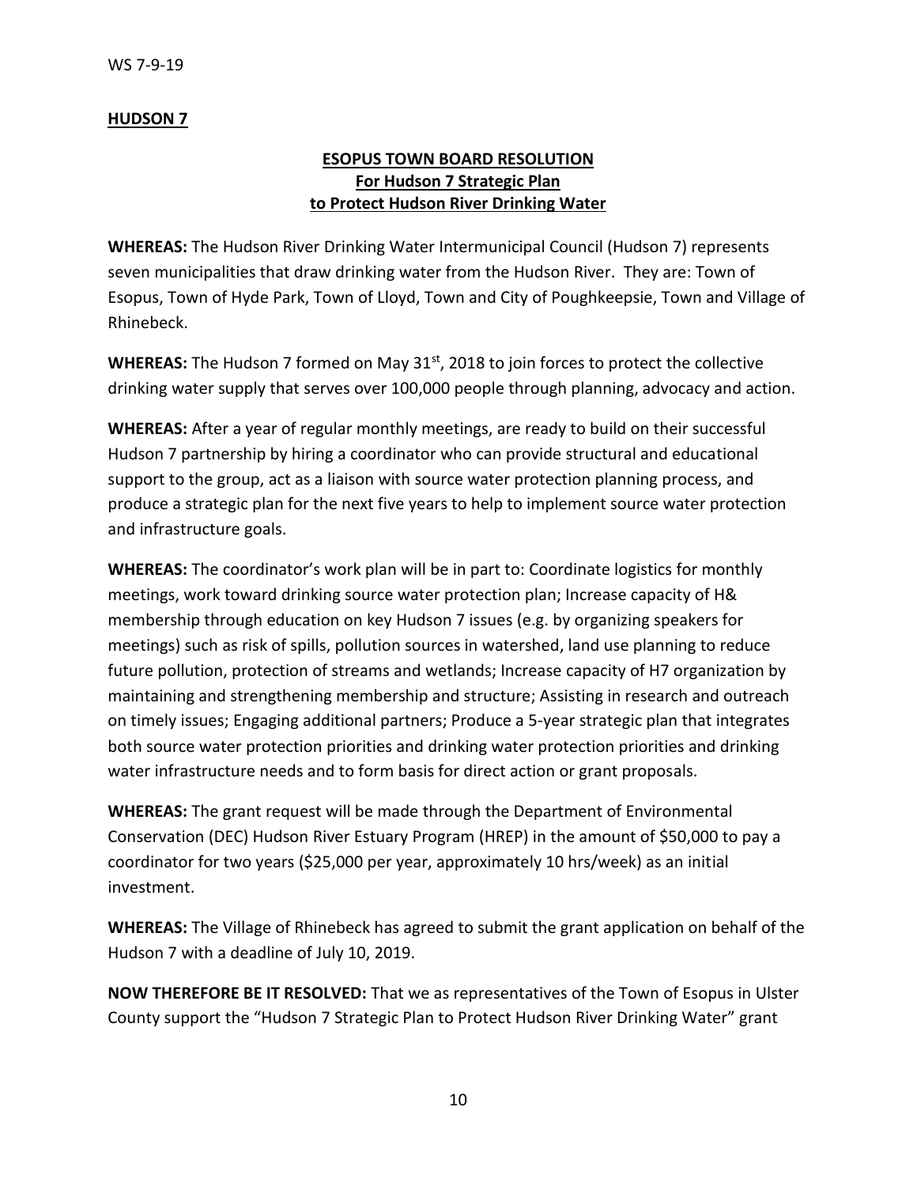WS 7-9-19

**HUDSON 7**

**ESOPUS TOWN BOARD RESOLUTION**
**For Hudson 7 Strategic Plan**
**to Protect Hudson River Drinking Water**

**WHEREAS:** The Hudson River Drinking Water Intermunicipal Council (Hudson 7) represents seven municipalities that draw drinking water from the Hudson River. They are: Town of Esopus, Town of Hyde Park, Town of Lloyd, Town and City of Poughkeepsie, Town and Village of Rhinebeck.

**WHEREAS:** The Hudson 7 formed on May 31st, 2018 to join forces to protect the collective drinking water supply that serves over 100,000 people through planning, advocacy and action.

**WHEREAS:** After a year of regular monthly meetings, are ready to build on their successful Hudson 7 partnership by hiring a coordinator who can provide structural and educational support to the group, act as a liaison with source water protection planning process, and produce a strategic plan for the next five years to help to implement source water protection and infrastructure goals.

**WHEREAS:** The coordinator's work plan will be in part to: Coordinate logistics for monthly meetings, work toward drinking source water protection plan; Increase capacity of H& membership through education on key Hudson 7 issues (e.g. by organizing speakers for meetings) such as risk of spills, pollution sources in watershed, land use planning to reduce future pollution, protection of streams and wetlands; Increase capacity of H7 organization by maintaining and strengthening membership and structure; Assisting in research and outreach on timely issues; Engaging additional partners; Produce a 5-year strategic plan that integrates both source water protection priorities and drinking water protection priorities and drinking water infrastructure needs and to form basis for direct action or grant proposals.

**WHEREAS:** The grant request will be made through the Department of Environmental Conservation (DEC) Hudson River Estuary Program (HREP) in the amount of $50,000 to pay a coordinator for two years ($25,000 per year, approximately 10 hrs/week) as an initial investment.

**WHEREAS:** The Village of Rhinebeck has agreed to submit the grant application on behalf of the Hudson 7 with a deadline of July 10, 2019.

**NOW THEREFORE BE IT RESOLVED:** That we as representatives of the Town of Esopus in Ulster County support the "Hudson 7 Strategic Plan to Protect Hudson River Drinking Water" grant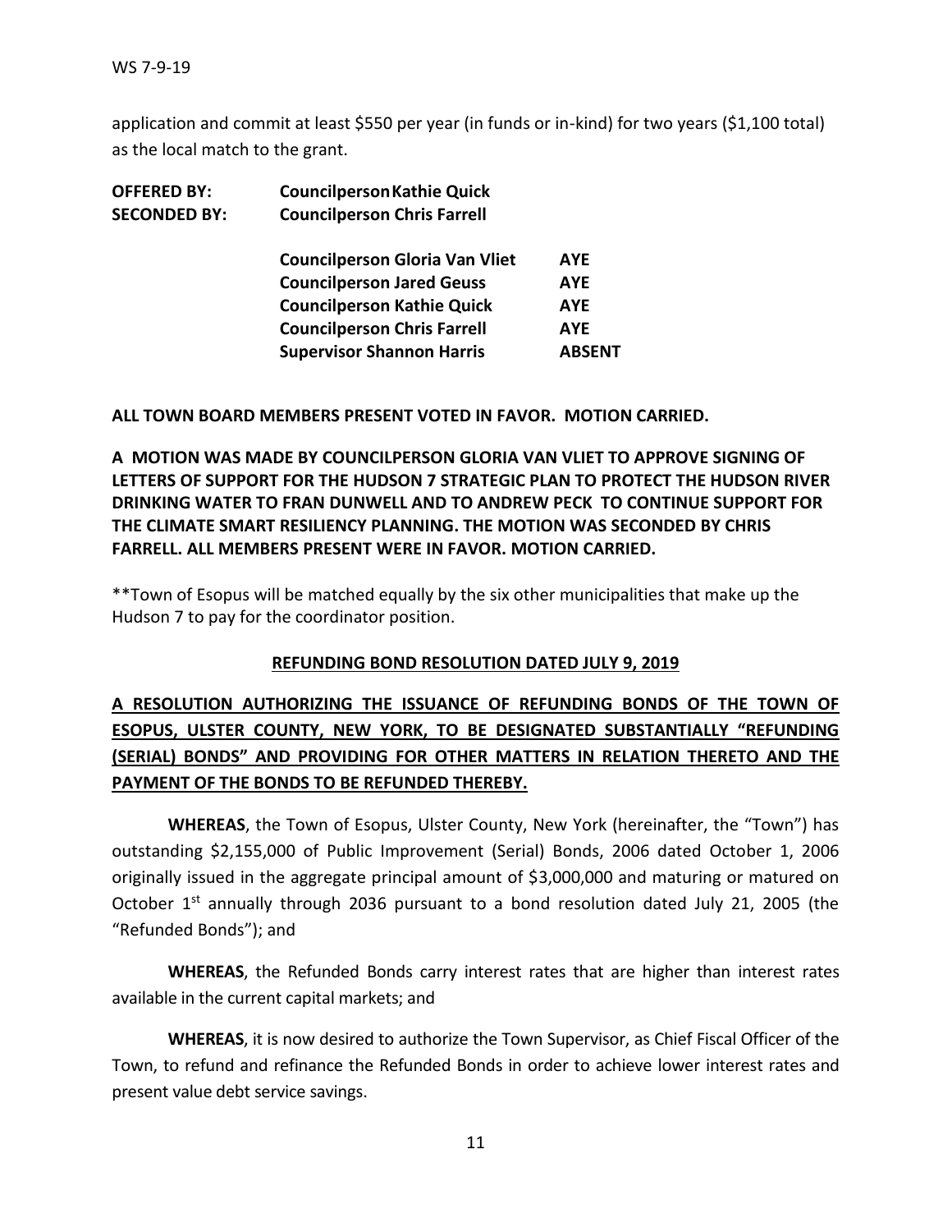application and commit at least $550 per year (in funds or in-kind) for two years ($1,100 total) as the local match to the grant.

**OFFERED BY:** **Councilperson Kathie Quick**
**SECONDED BY:** **Councilperson Chris Farrell**

| | |
|---|---|
| **Councilperson Gloria Van Vliet** | **AYE** |
| **Councilperson Jared Geuss** | **AYE** |
| **Councilperson Kathie Quick** | **AYE** |
| **Councilperson Chris Farrell** | **AYE** |
| **Supervisor Shannon Harris** | **ABSENT** |

**ALL TOWN BOARD MEMBERS PRESENT VOTED IN FAVOR. MOTION CARRIED.**

**A MOTION WAS MADE BY COUNCILPERSON GLORIA VAN VLIET TO APPROVE SIGNING OF LETTERS OF SUPPORT FOR THE HUDSON 7 STRATEGIC PLAN TO PROTECT THE HUDSON RIVER DRINKING WATER TO FRAN DUNWELL AND TO ANDREW PECK TO CONTINUE SUPPORT FOR THE CLIMATE SMART RESILIENCY PLANNING. THE MOTION WAS SECONDED BY CHRIS FARRELL. ALL MEMBERS PRESENT WERE IN FAVOR. MOTION CARRIED.**

**Town of Esopus will be matched equally by the six other municipalities that make up the Hudson 7 to pay for the coordinator position.

**REFUNDING BOND RESOLUTION DATED JULY 9, 2019**

**A RESOLUTION AUTHORIZING THE ISSUANCE OF REFUNDING BONDS OF THE TOWN OF ESOPUS, ULSTER COUNTY, NEW YORK, TO BE DESIGNATED SUBSTANTIALLY "REFUNDING (SERIAL) BONDS" AND PROVIDING FOR OTHER MATTERS IN RELATION THERETO AND THE PAYMENT OF THE BONDS TO BE REFUNDED THEREBY.**

**WHEREAS**, the Town of Esopus, Ulster County, New York (hereinafter, the "Town") has outstanding $2,155,000 of Public Improvement (Serial) Bonds, 2006 dated October 1, 2006 originally issued in the aggregate principal amount of $3,000,000 and maturing or matured on October 1st annually through 2036 pursuant to a bond resolution dated July 21, 2005 (the "Refunded Bonds"); and

**WHEREAS**, the Refunded Bonds carry interest rates that are higher than interest rates available in the current capital markets; and

**WHEREAS**, it is now desired to authorize the Town Supervisor, as Chief Fiscal Officer of the Town, to refund and refinance the Refunded Bonds in order to achieve lower interest rates and present value debt service savings.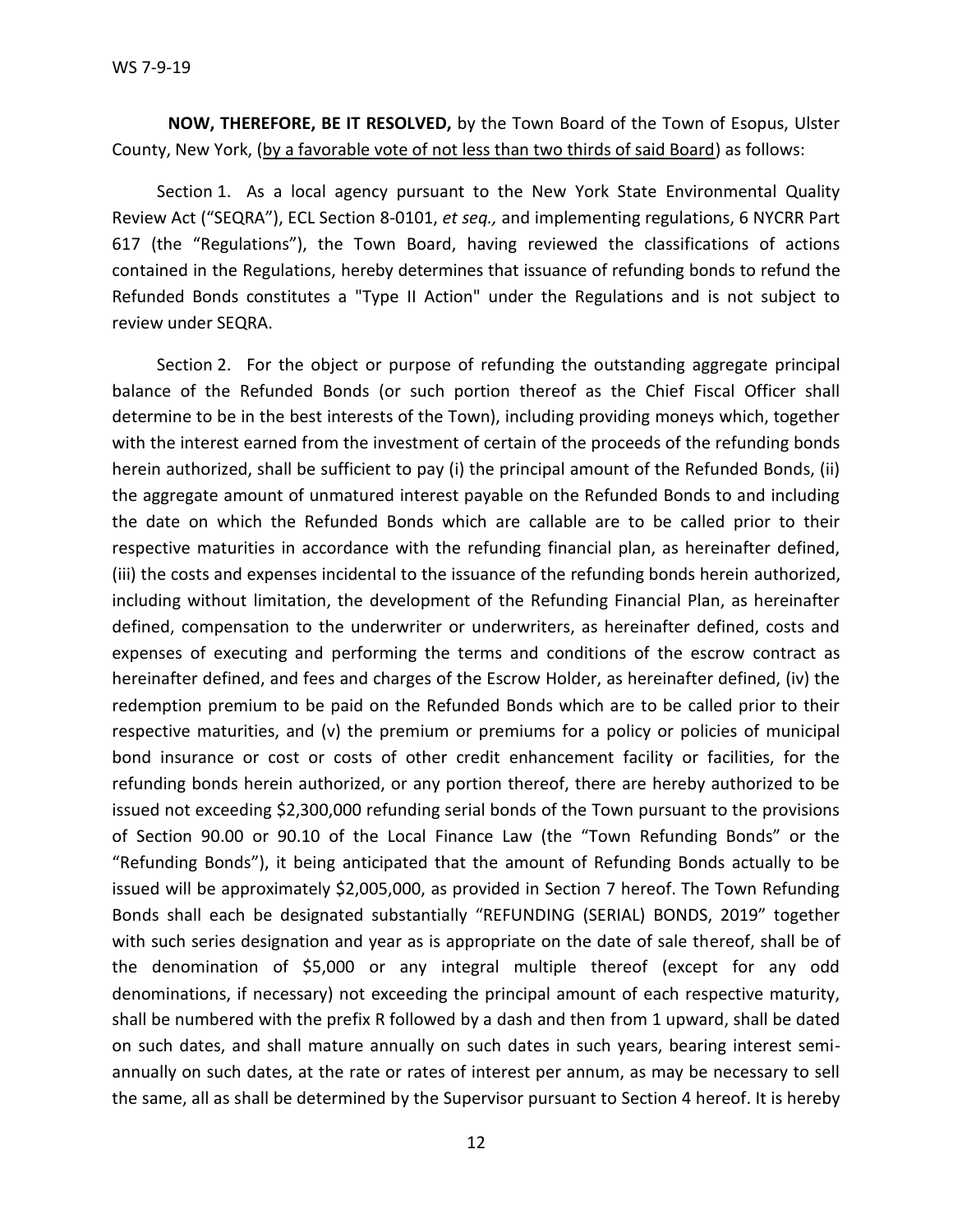**NOW, THEREFORE, BE IT RESOLVED,** by the Town Board of the Town of Esopus, Ulster County, New York, (by a favorable vote of not less than two thirds of said Board) as follows:

Section 1. As a local agency pursuant to the New York State Environmental Quality Review Act ("SEQRA"), ECL Section 8-0101, *et seq.,* and implementing regulations, 6 NYCRR Part 617 (the "Regulations"), the Town Board, having reviewed the classifications of actions contained in the Regulations, hereby determines that issuance of refunding bonds to refund the Refunded Bonds constitutes a "Type II Action" under the Regulations and is not subject to review under SEQRA.

Section 2. For the object or purpose of refunding the outstanding aggregate principal balance of the Refunded Bonds (or such portion thereof as the Chief Fiscal Officer shall determine to be in the best interests of the Town), including providing moneys which, together with the interest earned from the investment of certain of the proceeds of the refunding bonds herein authorized, shall be sufficient to pay (i) the principal amount of the Refunded Bonds, (ii) the aggregate amount of unmatured interest payable on the Refunded Bonds to and including the date on which the Refunded Bonds which are callable are to be called prior to their respective maturities in accordance with the refunding financial plan, as hereinafter defined, (iii) the costs and expenses incidental to the issuance of the refunding bonds herein authorized, including without limitation, the development of the Refunding Financial Plan, as hereinafter defined, compensation to the underwriter or underwriters, as hereinafter defined, costs and expenses of executing and performing the terms and conditions of the escrow contract as hereinafter defined, and fees and charges of the Escrow Holder, as hereinafter defined, (iv) the redemption premium to be paid on the Refunded Bonds which are to be called prior to their respective maturities, and (v) the premium or premiums for a policy or policies of municipal bond insurance or cost or costs of other credit enhancement facility or facilities, for the refunding bonds herein authorized, or any portion thereof, there are hereby authorized to be issued not exceeding $2,300,000 refunding serial bonds of the Town pursuant to the provisions of Section 90.00 or 90.10 of the Local Finance Law (the "Town Refunding Bonds" or the "Refunding Bonds"), it being anticipated that the amount of Refunding Bonds actually to be issued will be approximately $2,005,000, as provided in Section 7 hereof. The Town Refunding Bonds shall each be designated substantially "REFUNDING (SERIAL) BONDS, 2019" together with such series designation and year as is appropriate on the date of sale thereof, shall be of the denomination of $5,000 or any integral multiple thereof (except for any odd denominations, if necessary) not exceeding the principal amount of each respective maturity, shall be numbered with the prefix R followed by a dash and then from 1 upward, shall be dated on such dates, and shall mature annually on such dates in such years, bearing interest semi-annually on such dates, at the rate or rates of interest per annum, as may be necessary to sell the same, all as shall be determined by the Supervisor pursuant to Section 4 hereof. It is hereby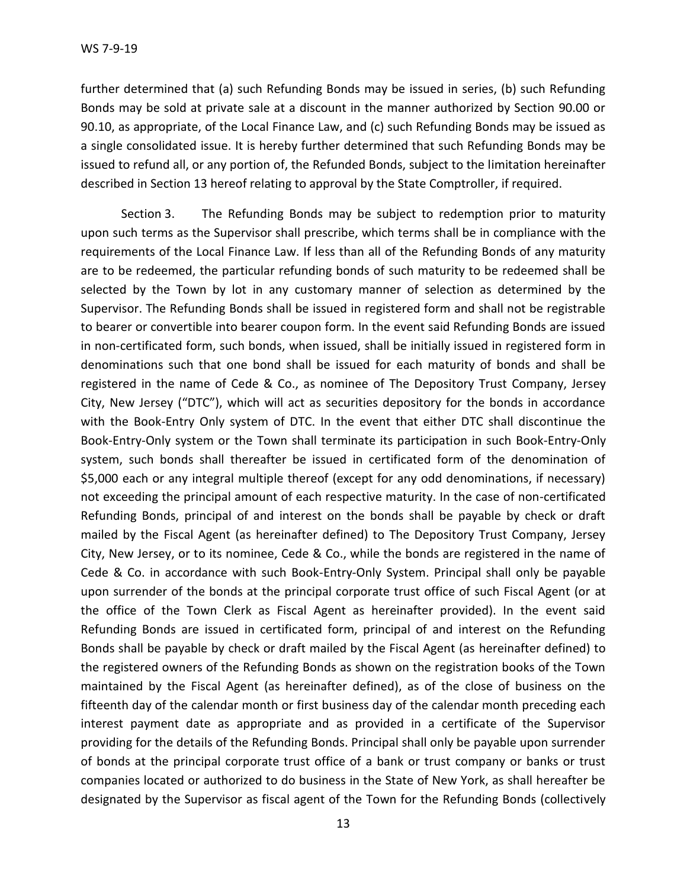further determined that (a) such Refunding Bonds may be issued in series, (b) such Refunding Bonds may be sold at private sale at a discount in the manner authorized by Section 90.00 or 90.10, as appropriate, of the Local Finance Law, and (c) such Refunding Bonds may be issued as a single consolidated issue. It is hereby further determined that such Refunding Bonds may be issued to refund all, or any portion of, the Refunded Bonds, subject to the limitation hereinafter described in Section 13 hereof relating to approval by the State Comptroller, if required.

Section 3. The Refunding Bonds may be subject to redemption prior to maturity upon such terms as the Supervisor shall prescribe, which terms shall be in compliance with the requirements of the Local Finance Law. If less than all of the Refunding Bonds of any maturity are to be redeemed, the particular refunding bonds of such maturity to be redeemed shall be selected by the Town by lot in any customary manner of selection as determined by the Supervisor. The Refunding Bonds shall be issued in registered form and shall not be registrable to bearer or convertible into bearer coupon form. In the event said Refunding Bonds are issued in non-certificated form, such bonds, when issued, shall be initially issued in registered form in denominations such that one bond shall be issued for each maturity of bonds and shall be registered in the name of Cede & Co., as nominee of The Depository Trust Company, Jersey City, New Jersey ("DTC"), which will act as securities depository for the bonds in accordance with the Book-Entry Only system of DTC. In the event that either DTC shall discontinue the Book-Entry-Only system or the Town shall terminate its participation in such Book-Entry-Only system, such bonds shall thereafter be issued in certificated form of the denomination of \$5,000 each or any integral multiple thereof (except for any odd denominations, if necessary) not exceeding the principal amount of each respective maturity. In the case of non-certificated Refunding Bonds, principal of and interest on the bonds shall be payable by check or draft mailed by the Fiscal Agent (as hereinafter defined) to The Depository Trust Company, Jersey City, New Jersey, or to its nominee, Cede & Co., while the bonds are registered in the name of Cede & Co. in accordance with such Book-Entry-Only System. Principal shall only be payable upon surrender of the bonds at the principal corporate trust office of such Fiscal Agent (or at the office of the Town Clerk as Fiscal Agent as hereinafter provided). In the event said Refunding Bonds are issued in certificated form, principal of and interest on the Refunding Bonds shall be payable by check or draft mailed by the Fiscal Agent (as hereinafter defined) to the registered owners of the Refunding Bonds as shown on the registration books of the Town maintained by the Fiscal Agent (as hereinafter defined), as of the close of business on the fifteenth day of the calendar month or first business day of the calendar month preceding each interest payment date as appropriate and as provided in a certificate of the Supervisor providing for the details of the Refunding Bonds. Principal shall only be payable upon surrender of bonds at the principal corporate trust office of a bank or trust company or banks or trust companies located or authorized to do business in the State of New York, as shall hereafter be designated by the Supervisor as fiscal agent of the Town for the Refunding Bonds (collectively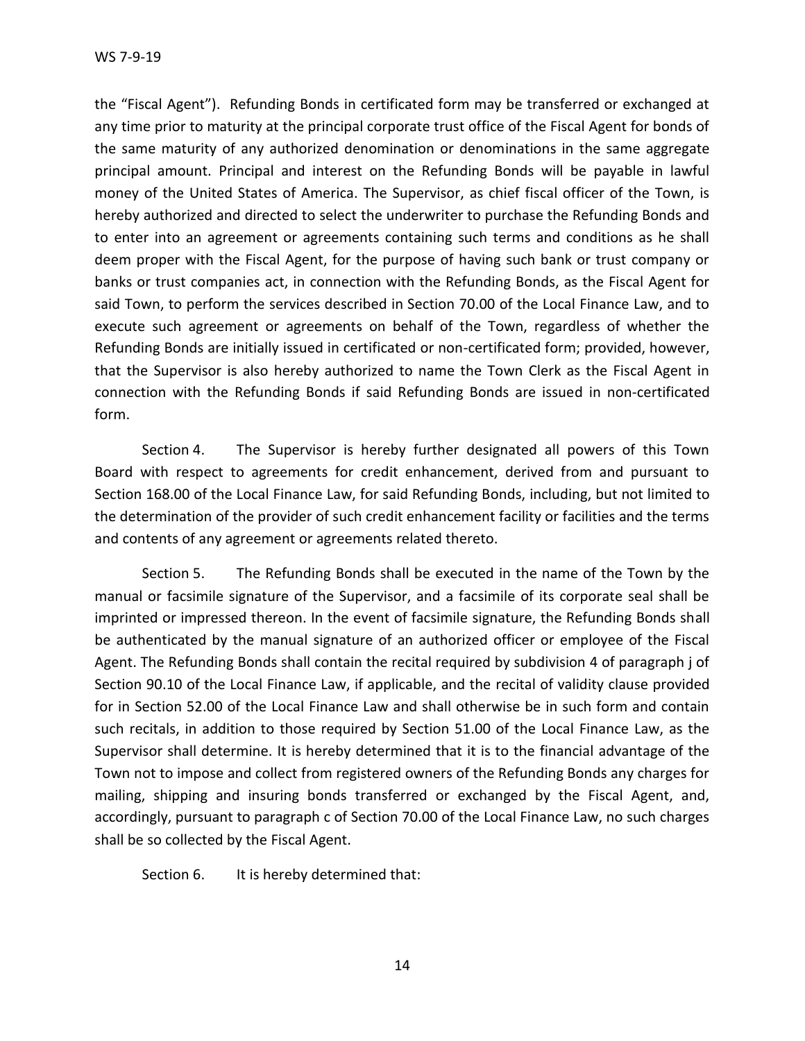the “Fiscal Agent”). Refunding Bonds in certificated form may be transferred or exchanged at any time prior to maturity at the principal corporate trust office of the Fiscal Agent for bonds of the same maturity of any authorized denomination or denominations in the same aggregate principal amount. Principal and interest on the Refunding Bonds will be payable in lawful money of the United States of America. The Supervisor, as chief fiscal officer of the Town, is hereby authorized and directed to select the underwriter to purchase the Refunding Bonds and to enter into an agreement or agreements containing such terms and conditions as he shall deem proper with the Fiscal Agent, for the purpose of having such bank or trust company or banks or trust companies act, in connection with the Refunding Bonds, as the Fiscal Agent for said Town, to perform the services described in Section 70.00 of the Local Finance Law, and to execute such agreement or agreements on behalf of the Town, regardless of whether the Refunding Bonds are initially issued in certificated or non-certificated form; provided, however, that the Supervisor is also hereby authorized to name the Town Clerk as the Fiscal Agent in connection with the Refunding Bonds if said Refunding Bonds are issued in non-certificated form.

Section 4. The Supervisor is hereby further designated all powers of this Town Board with respect to agreements for credit enhancement, derived from and pursuant to Section 168.00 of the Local Finance Law, for said Refunding Bonds, including, but not limited to the determination of the provider of such credit enhancement facility or facilities and the terms and contents of any agreement or agreements related thereto.

Section 5. The Refunding Bonds shall be executed in the name of the Town by the manual or facsimile signature of the Supervisor, and a facsimile of its corporate seal shall be imprinted or impressed thereon. In the event of facsimile signature, the Refunding Bonds shall be authenticated by the manual signature of an authorized officer or employee of the Fiscal Agent. The Refunding Bonds shall contain the recital required by subdivision 4 of paragraph j of Section 90.10 of the Local Finance Law, if applicable, and the recital of validity clause provided for in Section 52.00 of the Local Finance Law and shall otherwise be in such form and contain such recitals, in addition to those required by Section 51.00 of the Local Finance Law, as the Supervisor shall determine. It is hereby determined that it is to the financial advantage of the Town not to impose and collect from registered owners of the Refunding Bonds any charges for mailing, shipping and insuring bonds transferred or exchanged by the Fiscal Agent, and, accordingly, pursuant to paragraph c of Section 70.00 of the Local Finance Law, no such charges shall be so collected by the Fiscal Agent.

Section 6. It is hereby determined that: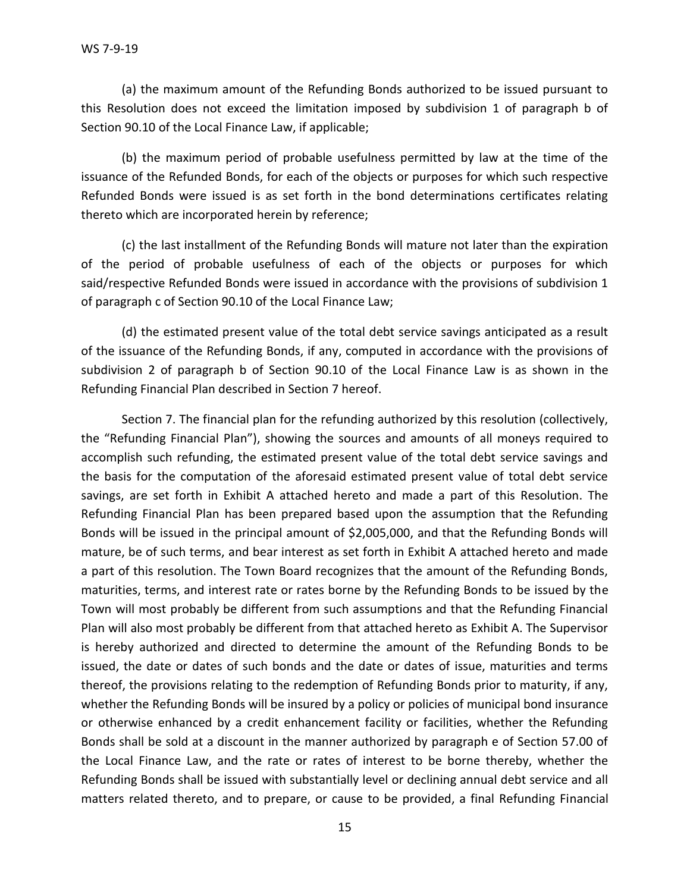(a) the maximum amount of the Refunding Bonds authorized to be issued pursuant to this Resolution does not exceed the limitation imposed by subdivision 1 of paragraph b of Section 90.10 of the Local Finance Law, if applicable;

(b) the maximum period of probable usefulness permitted by law at the time of the issuance of the Refunded Bonds, for each of the objects or purposes for which such respective Refunded Bonds were issued is as set forth in the bond determinations certificates relating thereto which are incorporated herein by reference;

(c) the last installment of the Refunding Bonds will mature not later than the expiration of the period of probable usefulness of each of the objects or purposes for which said/respective Refunded Bonds were issued in accordance with the provisions of subdivision 1 of paragraph c of Section 90.10 of the Local Finance Law;

(d) the estimated present value of the total debt service savings anticipated as a result of the issuance of the Refunding Bonds, if any, computed in accordance with the provisions of subdivision 2 of paragraph b of Section 90.10 of the Local Finance Law is as shown in the Refunding Financial Plan described in Section 7 hereof.

Section 7. The financial plan for the refunding authorized by this resolution (collectively, the "Refunding Financial Plan"), showing the sources and amounts of all moneys required to accomplish such refunding, the estimated present value of the total debt service savings and the basis for the computation of the aforesaid estimated present value of total debt service savings, are set forth in Exhibit A attached hereto and made a part of this Resolution. The Refunding Financial Plan has been prepared based upon the assumption that the Refunding Bonds will be issued in the principal amount of $2,005,000, and that the Refunding Bonds will mature, be of such terms, and bear interest as set forth in Exhibit A attached hereto and made a part of this resolution. The Town Board recognizes that the amount of the Refunding Bonds, maturities, terms, and interest rate or rates borne by the Refunding Bonds to be issued by the Town will most probably be different from such assumptions and that the Refunding Financial Plan will also most probably be different from that attached hereto as Exhibit A. The Supervisor is hereby authorized and directed to determine the amount of the Refunding Bonds to be issued, the date or dates of such bonds and the date or dates of issue, maturities and terms thereof, the provisions relating to the redemption of Refunding Bonds prior to maturity, if any, whether the Refunding Bonds will be insured by a policy or policies of municipal bond insurance or otherwise enhanced by a credit enhancement facility or facilities, whether the Refunding Bonds shall be sold at a discount in the manner authorized by paragraph e of Section 57.00 of the Local Finance Law, and the rate or rates of interest to be borne thereby, whether the Refunding Bonds shall be issued with substantially level or declining annual debt service and all matters related thereto, and to prepare, or cause to be provided, a final Refunding Financial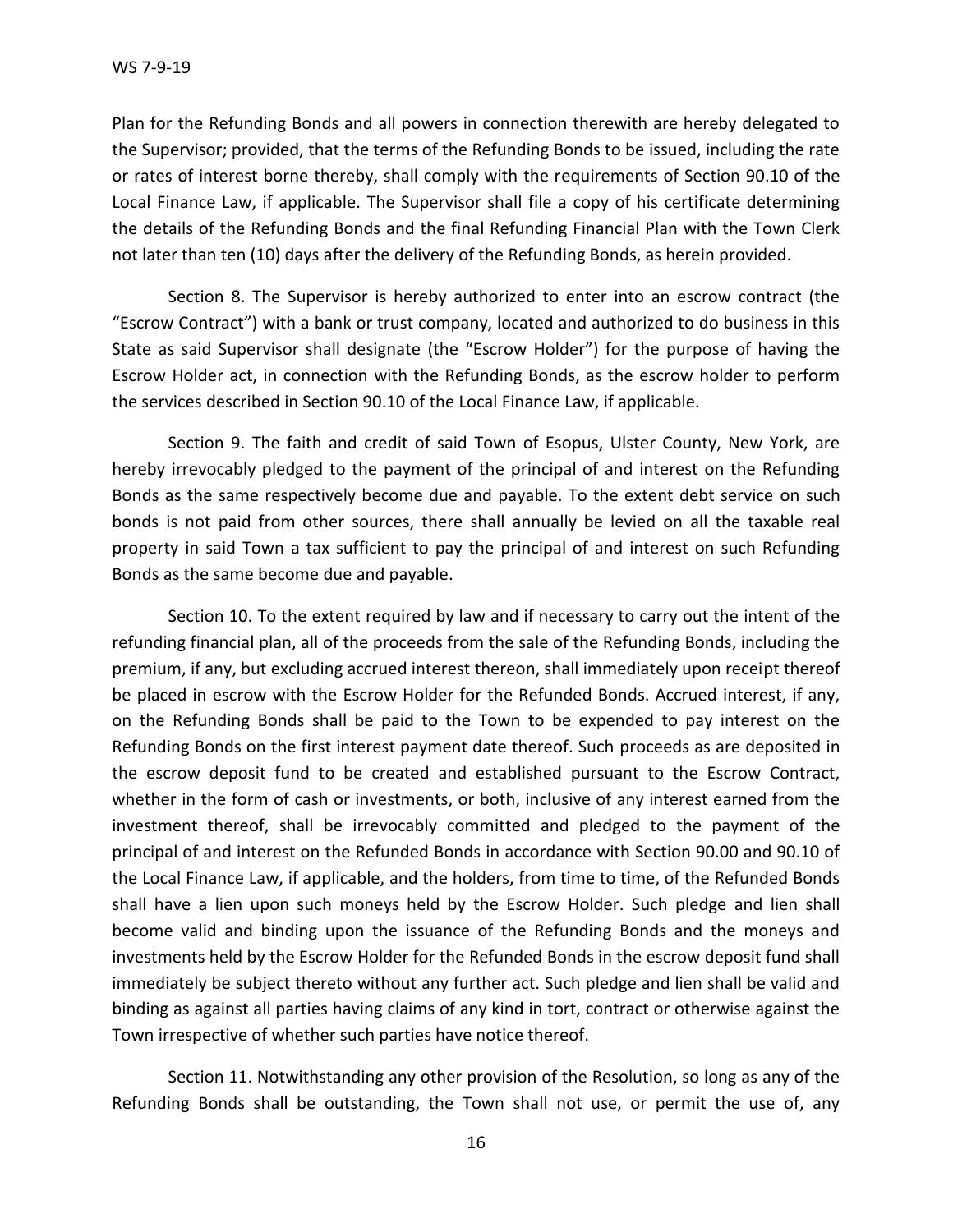Plan for the Refunding Bonds and all powers in connection therewith are hereby delegated to the Supervisor; provided, that the terms of the Refunding Bonds to be issued, including the rate or rates of interest borne thereby, shall comply with the requirements of Section 90.10 of the Local Finance Law, if applicable. The Supervisor shall file a copy of his certificate determining the details of the Refunding Bonds and the final Refunding Financial Plan with the Town Clerk not later than ten (10) days after the delivery of the Refunding Bonds, as herein provided.

Section 8. The Supervisor is hereby authorized to enter into an escrow contract (the "Escrow Contract") with a bank or trust company, located and authorized to do business in this State as said Supervisor shall designate (the "Escrow Holder") for the purpose of having the Escrow Holder act, in connection with the Refunding Bonds, as the escrow holder to perform the services described in Section 90.10 of the Local Finance Law, if applicable.

Section 9. The faith and credit of said Town of Esopus, Ulster County, New York, are hereby irrevocably pledged to the payment of the principal of and interest on the Refunding Bonds as the same respectively become due and payable. To the extent debt service on such bonds is not paid from other sources, there shall annually be levied on all the taxable real property in said Town a tax sufficient to pay the principal of and interest on such Refunding Bonds as the same become due and payable.

Section 10. To the extent required by law and if necessary to carry out the intent of the refunding financial plan, all of the proceeds from the sale of the Refunding Bonds, including the premium, if any, but excluding accrued interest thereon, shall immediately upon receipt thereof be placed in escrow with the Escrow Holder for the Refunded Bonds. Accrued interest, if any, on the Refunding Bonds shall be paid to the Town to be expended to pay interest on the Refunding Bonds on the first interest payment date thereof. Such proceeds as are deposited in the escrow deposit fund to be created and established pursuant to the Escrow Contract, whether in the form of cash or investments, or both, inclusive of any interest earned from the investment thereof, shall be irrevocably committed and pledged to the payment of the principal of and interest on the Refunded Bonds in accordance with Section 90.00 and 90.10 of the Local Finance Law, if applicable, and the holders, from time to time, of the Refunded Bonds shall have a lien upon such moneys held by the Escrow Holder. Such pledge and lien shall become valid and binding upon the issuance of the Refunding Bonds and the moneys and investments held by the Escrow Holder for the Refunded Bonds in the escrow deposit fund shall immediately be subject thereto without any further act. Such pledge and lien shall be valid and binding as against all parties having claims of any kind in tort, contract or otherwise against the Town irrespective of whether such parties have notice thereof.

Section 11. Notwithstanding any other provision of the Resolution, so long as any of the Refunding Bonds shall be outstanding, the Town shall not use, or permit the use of, any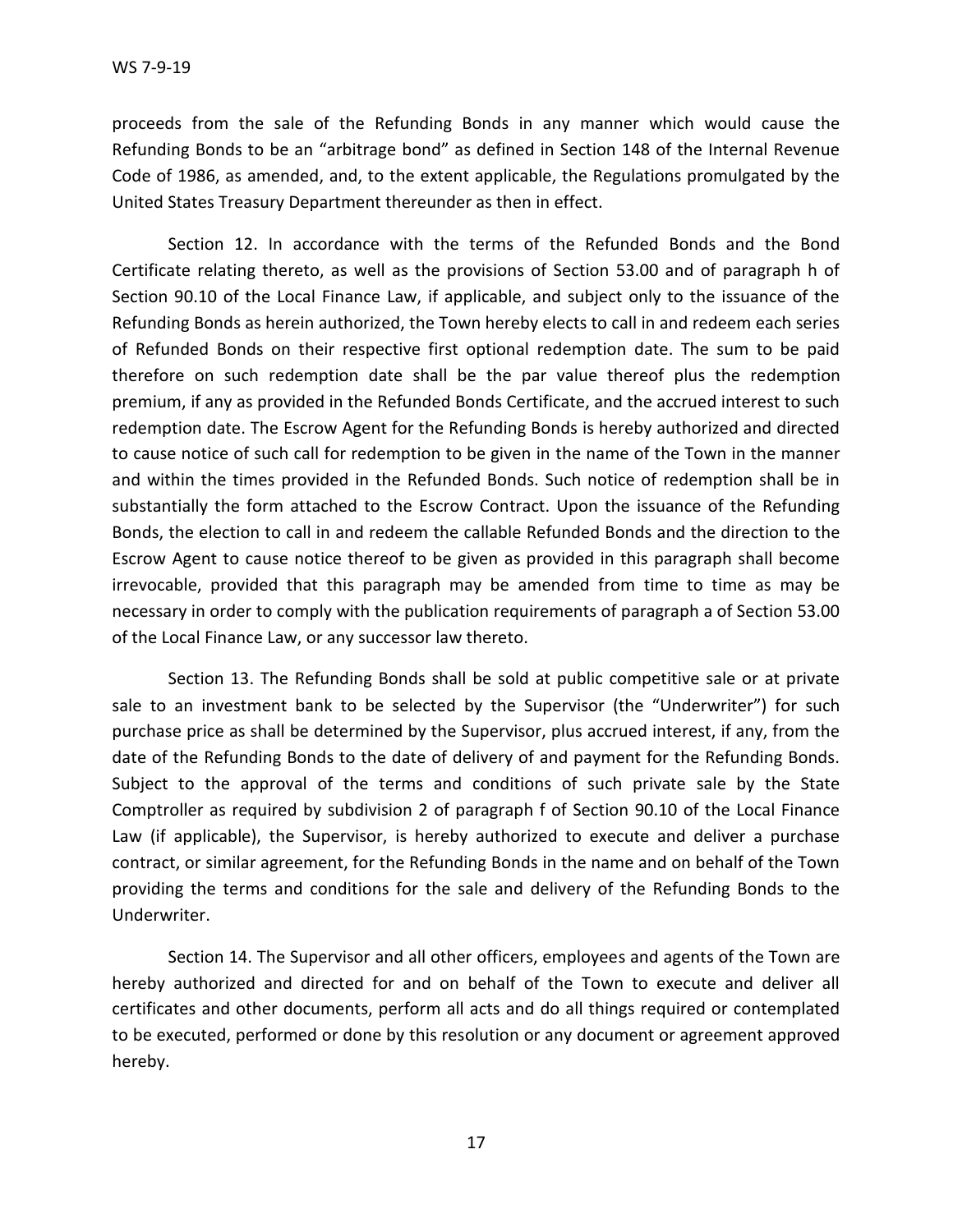proceeds from the sale of the Refunding Bonds in any manner which would cause the Refunding Bonds to be an "arbitrage bond" as defined in Section 148 of the Internal Revenue Code of 1986, as amended, and, to the extent applicable, the Regulations promulgated by the United States Treasury Department thereunder as then in effect.

Section 12. In accordance with the terms of the Refunded Bonds and the Bond Certificate relating thereto, as well as the provisions of Section 53.00 and of paragraph h of Section 90.10 of the Local Finance Law, if applicable, and subject only to the issuance of the Refunding Bonds as herein authorized, the Town hereby elects to call in and redeem each series of Refunded Bonds on their respective first optional redemption date. The sum to be paid therefore on such redemption date shall be the par value thereof plus the redemption premium, if any as provided in the Refunded Bonds Certificate, and the accrued interest to such redemption date. The Escrow Agent for the Refunding Bonds is hereby authorized and directed to cause notice of such call for redemption to be given in the name of the Town in the manner and within the times provided in the Refunded Bonds. Such notice of redemption shall be in substantially the form attached to the Escrow Contract. Upon the issuance of the Refunding Bonds, the election to call in and redeem the callable Refunded Bonds and the direction to the Escrow Agent to cause notice thereof to be given as provided in this paragraph shall become irrevocable, provided that this paragraph may be amended from time to time as may be necessary in order to comply with the publication requirements of paragraph a of Section 53.00 of the Local Finance Law, or any successor law thereto.

Section 13. The Refunding Bonds shall be sold at public competitive sale or at private sale to an investment bank to be selected by the Supervisor (the "Underwriter") for such purchase price as shall be determined by the Supervisor, plus accrued interest, if any, from the date of the Refunding Bonds to the date of delivery of and payment for the Refunding Bonds. Subject to the approval of the terms and conditions of such private sale by the State Comptroller as required by subdivision 2 of paragraph f of Section 90.10 of the Local Finance Law (if applicable), the Supervisor, is hereby authorized to execute and deliver a purchase contract, or similar agreement, for the Refunding Bonds in the name and on behalf of the Town providing the terms and conditions for the sale and delivery of the Refunding Bonds to the Underwriter.

Section 14. The Supervisor and all other officers, employees and agents of the Town are hereby authorized and directed for and on behalf of the Town to execute and deliver all certificates and other documents, perform all acts and do all things required or contemplated to be executed, performed or done by this resolution or any document or agreement approved hereby.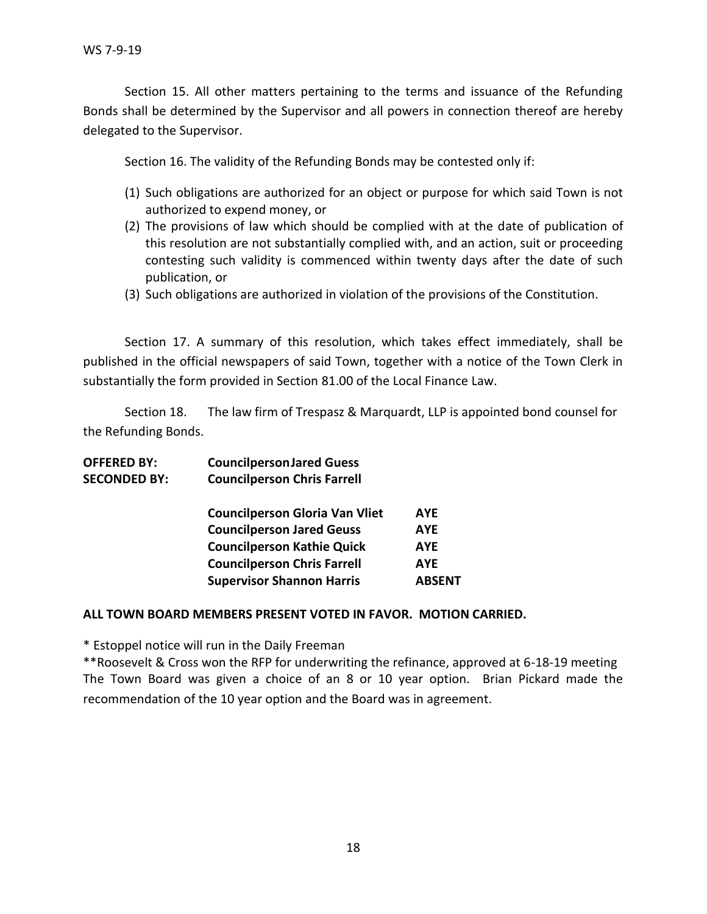WS 7-9-19

Section 15. All other matters pertaining to the terms and issuance of the Refunding Bonds shall be determined by the Supervisor and all powers in connection thereof are hereby delegated to the Supervisor.

Section 16. The validity of the Refunding Bonds may be contested only if:

(1) Such obligations are authorized for an object or purpose for which said Town is not authorized to expend money, or
(2) The provisions of law which should be complied with at the date of publication of this resolution are not substantially complied with, and an action, suit or proceeding contesting such validity is commenced within twenty days after the date of such publication, or
(3) Such obligations are authorized in violation of the provisions of the Constitution.

Section 17. A summary of this resolution, which takes effect immediately, shall be published in the official newspapers of said Town, together with a notice of the Town Clerk in substantially the form provided in Section 81.00 of the Local Finance Law.

Section 18. The law firm of Trespasz & Marquardt, LLP is appointed bond counsel for the Refunding Bonds.

**OFFERED BY:** **CouncilpersonJared Guess**
**SECONDED BY:** **Councilperson Chris Farrell**

| | |
|---|---|
| **Councilperson Gloria Van Vliet** | **AYE** |
| **Councilperson Jared Geuss** | **AYE** |
| **Councilperson Kathie Quick** | **AYE** |
| **Councilperson Chris Farrell** | **AYE** |
| **Supervisor Shannon Harris** | **ABSENT** |

**ALL TOWN BOARD MEMBERS PRESENT VOTED IN FAVOR. MOTION CARRIED.**

* Estoppel notice will run in the Daily Freeman

**Roosevelt & Cross won the RFP for underwriting the refinance, approved at 6-18-19 meeting
The Town Board was given a choice of an 8 or 10 year option. Brian Pickard made the recommendation of the 10 year option and the Board was in agreement.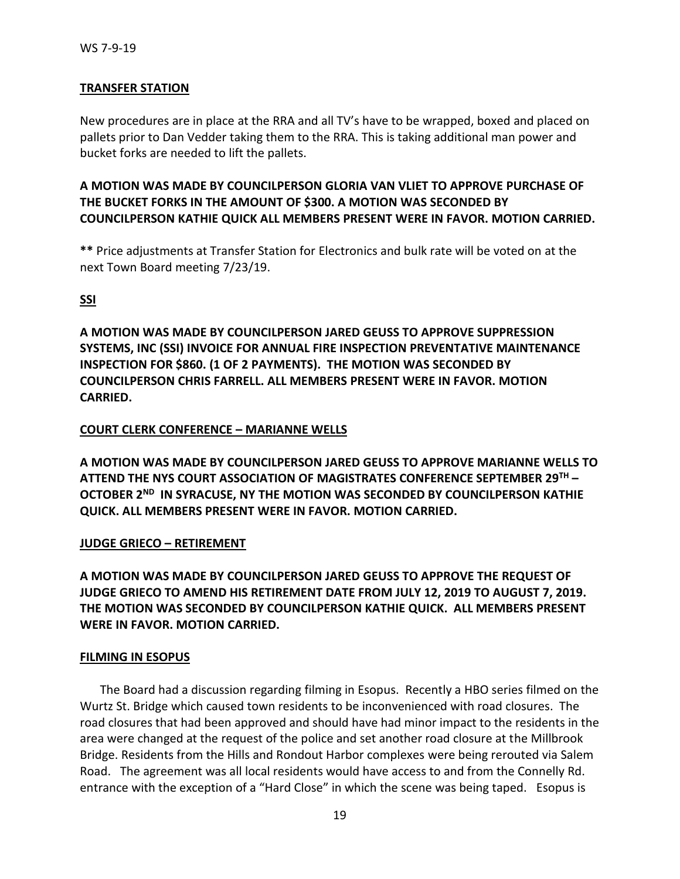**TRANSFER STATION**

New procedures are in place at the RRA and all TV's have to be wrapped, boxed and placed on pallets prior to Dan Vedder taking them to the RRA. This is taking additional man power and bucket forks are needed to lift the pallets.

**A MOTION WAS MADE BY COUNCILPERSON GLORIA VAN VLIET TO APPROVE PURCHASE OF THE BUCKET FORKS IN THE AMOUNT OF $300. A MOTION WAS SECONDED BY COUNCILPERSON KATHIE QUICK ALL MEMBERS PRESENT WERE IN FAVOR. MOTION CARRIED.**

**\*\*** Price adjustments at Transfer Station for Electronics and bulk rate will be voted on at the next Town Board meeting 7/23/19.

**SSI**

**A MOTION WAS MADE BY COUNCILPERSON JARED GEUSS TO APPROVE SUPPRESSION SYSTEMS, INC (SSI) INVOICE FOR ANNUAL FIRE INSPECTION PREVENTATIVE MAINTENANCE INSPECTION FOR $860. (1 OF 2 PAYMENTS). THE MOTION WAS SECONDED BY COUNCILPERSON CHRIS FARRELL. ALL MEMBERS PRESENT WERE IN FAVOR. MOTION CARRIED.**

**COURT CLERK CONFERENCE – MARIANNE WELLS**

**A MOTION WAS MADE BY COUNCILPERSON JARED GEUSS TO APPROVE MARIANNE WELLS TO ATTEND THE NYS COURT ASSOCIATION OF MAGISTRATES CONFERENCE SEPTEMBER 29TH – OCTOBER 2ND IN SYRACUSE, NY THE MOTION WAS SECONDED BY COUNCILPERSON KATHIE QUICK. ALL MEMBERS PRESENT WERE IN FAVOR. MOTION CARRIED.**

**JUDGE GRIECO – RETIREMENT**

**A MOTION WAS MADE BY COUNCILPERSON JARED GEUSS TO APPROVE THE REQUEST OF JUDGE GRIECO TO AMEND HIS RETIREMENT DATE FROM JULY 12, 2019 TO AUGUST 7, 2019. THE MOTION WAS SECONDED BY COUNCILPERSON KATHIE QUICK. ALL MEMBERS PRESENT WERE IN FAVOR. MOTION CARRIED.**

**FILMING IN ESOPUS**

The Board had a discussion regarding filming in Esopus. Recently a HBO series filmed on the Wurtz St. Bridge which caused town residents to be inconvenienced with road closures. The road closures that had been approved and should have had minor impact to the residents in the area were changed at the request of the police and set another road closure at the Millbrook Bridge. Residents from the Hills and Rondout Harbor complexes were being rerouted via Salem Road. The agreement was all local residents would have access to and from the Connelly Rd. entrance with the exception of a "Hard Close" in which the scene was being taped. Esopus is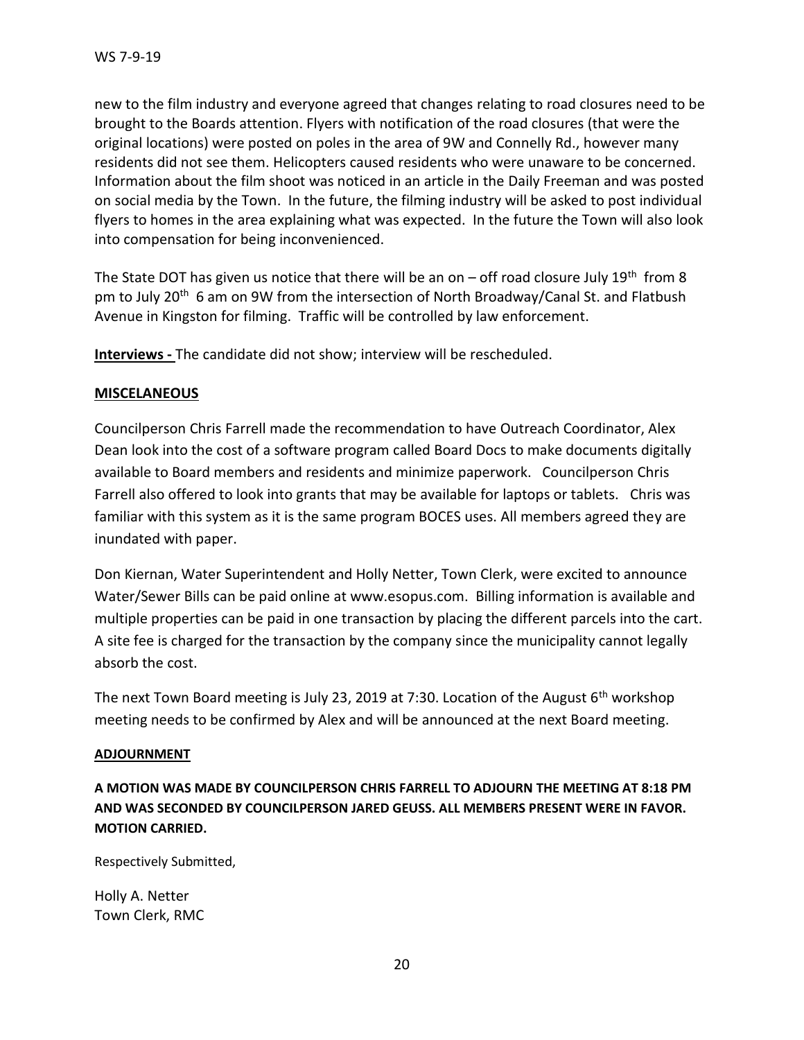new to the film industry and everyone agreed that changes relating to road closures need to be brought to the Boards attention. Flyers with notification of the road closures (that were the original locations) were posted on poles in the area of 9W and Connelly Rd., however many residents did not see them. Helicopters caused residents who were unaware to be concerned. Information about the film shoot was noticed in an article in the Daily Freeman and was posted on social media by the Town. In the future, the filming industry will be asked to post individual flyers to homes in the area explaining what was expected. In the future the Town will also look into compensation for being inconvenienced.

The State DOT has given us notice that there will be an on – off road closure July 19th from 8 pm to July 20th 6 am on 9W from the intersection of North Broadway/Canal St. and Flatbush Avenue in Kingston for filming. Traffic will be controlled by law enforcement.

**Interviews -** The candidate did not show; interview will be rescheduled.

**MISCELANEOUS**

Councilperson Chris Farrell made the recommendation to have Outreach Coordinator, Alex Dean look into the cost of a software program called Board Docs to make documents digitally available to Board members and residents and minimize paperwork. Councilperson Chris Farrell also offered to look into grants that may be available for laptops or tablets. Chris was familiar with this system as it is the same program BOCES uses. All members agreed they are inundated with paper.

Don Kiernan, Water Superintendent and Holly Netter, Town Clerk, were excited to announce Water/Sewer Bills can be paid online at www.esopus.com. Billing information is available and multiple properties can be paid in one transaction by placing the different parcels into the cart. A site fee is charged for the transaction by the company since the municipality cannot legally absorb the cost.

The next Town Board meeting is July 23, 2019 at 7:30. Location of the August 6th workshop meeting needs to be confirmed by Alex and will be announced at the next Board meeting.

**ADJOURNMENT**

**A MOTION WAS MADE BY COUNCILPERSON CHRIS FARRELL TO ADJOURN THE MEETING AT 8:18 PM AND WAS SECONDED BY COUNCILPERSON JARED GEUSS. ALL MEMBERS PRESENT WERE IN FAVOR. MOTION CARRIED.**

Respectively Submitted,

Holly A. Netter
Town Clerk, RMC